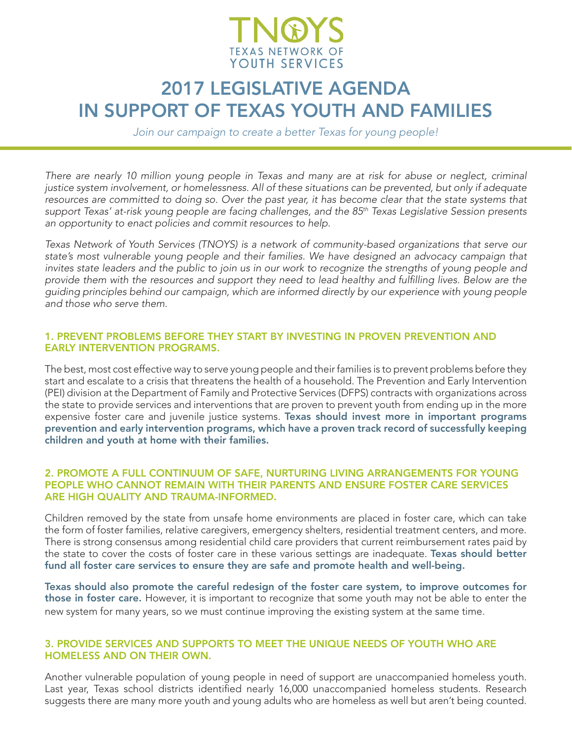TNOYS

TEXAS NETWORK OF YOUTH SERVICES

# 2017 LEGISLATIVE AGENDA IN SUPPORT OF TEXAS YOUTH AND FAMILIES

*Join our campaign to create a better Texas for young people!*

*There are nearly 10 million young people in Texas and many are at risk for abuse or neglect, criminal justice system involvement, or homelessness. All of these situations can be prevented, but only if adequate resources are committed to doing so. Over the past year, it has become clear that the state systems that support Texas' at-risk young people are facing challenges, and the 85th Texas Legislative Session presents an opportunity to enact policies and commit resources to help.*

*Texas Network of Youth Services (TNOYS) is a network of community-based organizations that serve our state's most vulnerable young people and their families. We have designed an advocacy campaign that invites state leaders and the public to join us in our work to recognize the strengths of young people and provide them with the resources and support they need to lead healthy and fulfilling lives. Below are the guiding principles behind our campaign, which are informed directly by our experience with young people and those who serve them.*

## 1. PREVENT PROBLEMS BEFORE THEY START BY INVESTING IN PROVEN PREVENTION AND EARLY INTERVENTION PROGRAMS.

The best, most cost effective way to serve young people and their families is to prevent problems before they start and escalate to a crisis that threatens the health of a household. The Prevention and Early Intervention (PEI) division at the Department of Family and Protective Services (DFPS) contracts with organizations across the state to provide services and interventions that are proven to prevent youth from ending up in the more expensive foster care and juvenile justice systems. **Texas should invest more in important programs prevention and early intervention programs, which have a proven track record of successfully keeping children and youth at home with their families.**

## 2. PROMOTE A FULL CONTINUUM OF SAFE, NURTURING LIVING ARRANGEMENTS FOR YOUNG PEOPLE WHO CANNOT REMAIN WITH THEIR PARENTS AND ENSURE FOSTER CARE SERVICES ARE HIGH QUALITY AND TRAUMA-INFORMED.

Children removed by the state from unsafe home environments are placed in foster care, which can take the form of foster families, relative caregivers, emergency shelters, residential treatment centers, and more. There is strong consensus among residential child care providers that current reimbursement rates paid by the state to cover the costs of foster care in these various settings are inadequate. **Texas should better fund all foster care services to ensure they are safe and promote health and well-being.**

**Texas should also promote the careful redesign of the foster care system, to improve outcomes for those in foster care.** However, it is important to recognize that some youth may not be able to enter the new system for many years, so we must continue improving the existing system at the same time.

## 3. PROVIDE SERVICES AND SUPPORTS TO MEET THE UNIQUE NEEDS OF YOUTH WHO ARE HOMELESS AND ON THEIR OWN.

Another vulnerable population of young people in need of support are unaccompanied homeless youth. Last year, Texas school districts identified nearly 16,000 unaccompanied homeless students. Research suggests there are many more youth and young adults who are homeless as well but aren't being counted.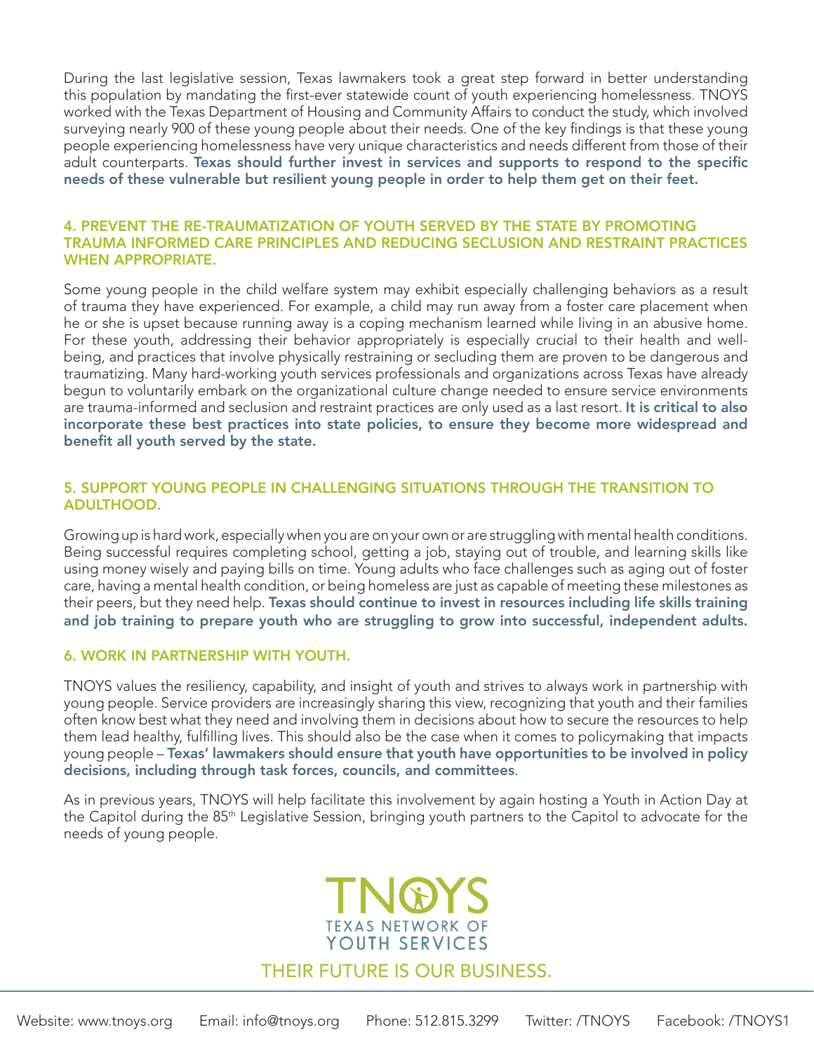During the last legislative session, Texas lawmakers took a great step forward in better understanding this population by mandating the first-ever statewide count of youth experiencing homelessness. TNOYS worked with the Texas Department of Housing and Community Affairs to conduct the study, which involved surveying nearly 900 of these young people about their needs. One of the key findings is that these young people experiencing homelessness have very unique characteristics and needs different from those of their adult counterparts. **Texas should further invest in services and supports to respond to the specific needs of these vulnerable but resilient young people in order to help them get on their feet.**

### 4. PREVENT THE RE-TRAUMATIZATION OF YOUTH SERVED BY THE STATE BY PROMOTING TRAUMA INFORMED CARE PRINCIPLES AND REDUCING SECLUSION AND RESTRAINT PRACTICES WHEN APPROPRIATE.

Some young people in the child welfare system may exhibit especially challenging behaviors as a result of trauma they have experienced. For example, a child may run away from a foster care placement when he or she is upset because running away is a coping mechanism learned while living in an abusive home. For these youth, addressing their behavior appropriately is especially crucial to their health and well-being, and practices that involve physically restraining or secluding them are proven to be dangerous and traumatizing. Many hard-working youth services professionals and organizations across Texas have already begun to voluntarily embark on the organizational culture change needed to ensure service environments are trauma-informed and seclusion and restraint practices are only used as a last resort. **It is critical to also incorporate these best practices into state policies, to ensure they become more widespread and benefit all youth served by the state.**

### 5. SUPPORT YOUNG PEOPLE IN CHALLENGING SITUATIONS THROUGH THE TRANSITION TO ADULTHOOD.

Growing up is hard work, especially when you are on your own or are struggling with mental health conditions. Being successful requires completing school, getting a job, staying out of trouble, and learning skills like using money wisely and paying bills on time. Young adults who face challenges such as aging out of foster care, having a mental health condition, or being homeless are just as capable of meeting these milestones as their peers, but they need help. **Texas should continue to invest in resources including life skills training and job training to prepare youth who are struggling to grow into successful, independent adults.**

### 6. WORK IN PARTNERSHIP WITH YOUTH.

TNOYS values the resiliency, capability, and insight of youth and strives to always work in partnership with young people. Service providers are increasingly sharing this view, recognizing that youth and their families often know best what they need and involving them in decisions about how to secure the resources to help them lead healthy, fulfilling lives. This should also be the case when it comes to policymaking that impacts young people – **Texas' lawmakers should ensure that youth have opportunities to be involved in policy decisions, including through task forces, councils, and committees**.

As in previous years, TNOYS will help facilitate this involvement by again hosting a Youth in Action Day at the Capitol during the 85th Legislative Session, bringing youth partners to the Capitol to advocate for the needs of young people.

TNOYS
TEXAS NETWORK OF YOUTH SERVICES

THEIR FUTURE IS OUR BUSINESS.

Website: www.tnoys.org Email: info@tnoys.org Phone: 512.815.3299 Twitter: /TNOYS Facebook: /TNOYS1